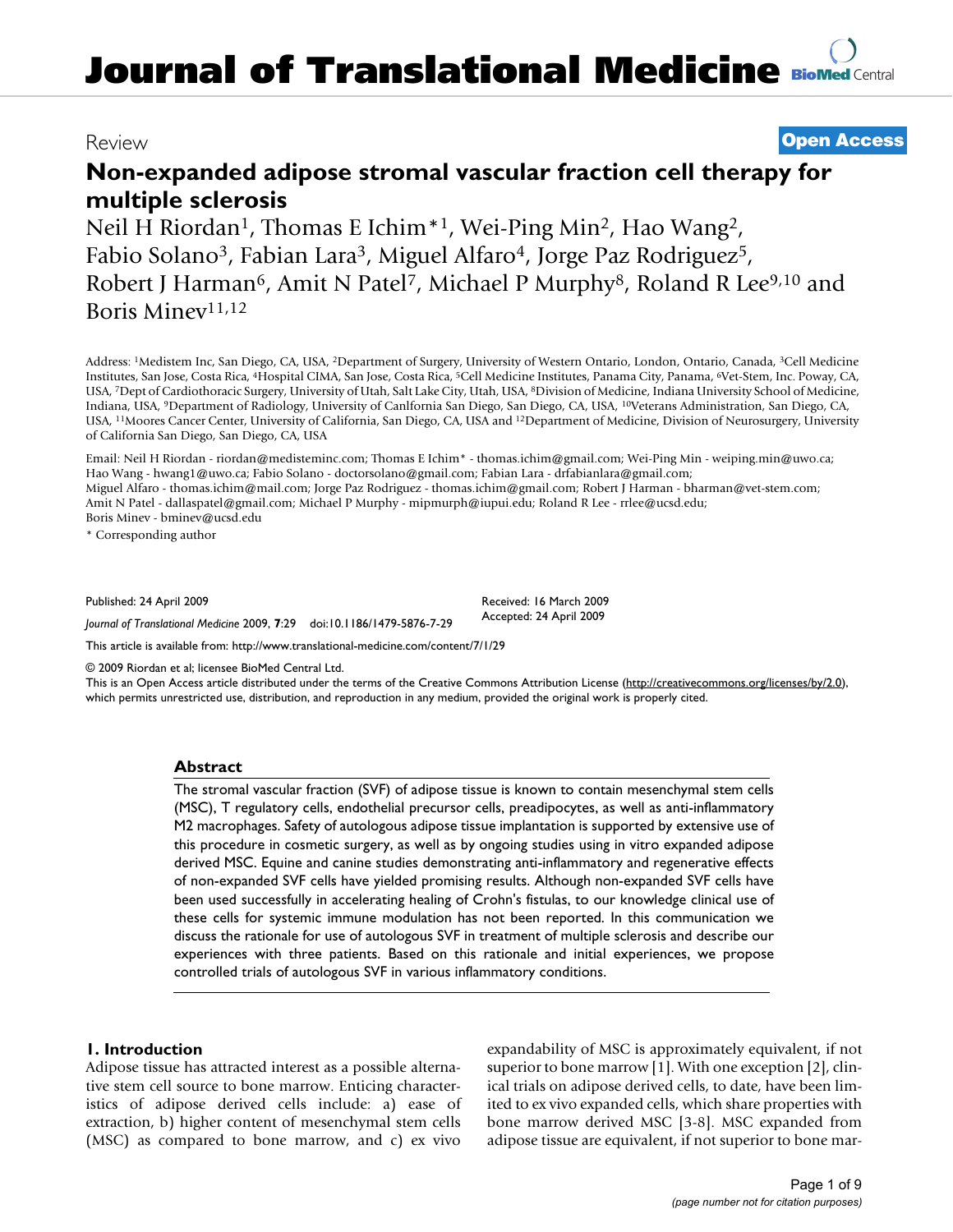Review

**Open Access**

# Non-expanded adipose stromal vascular fraction cell therapy for multiple sclerosis

Neil H Riordan[1], Thomas E Ichim*[1], Wei-Ping Min[2], Hao Wang[2], Fabio Solano[3], Fabian Lara[3], Miguel Alfaro[4], Jorge Paz Rodriguez[5], Robert J Harman[6], Amit N Patel[7], Michael P Murphy[8], Roland R Lee[9,10] and Boris Minev[11,12]

Address: [1]Medistem Inc, San Diego, CA, USA, [2]Department of Surgery, University of Western Ontario, London, Ontario, Canada, [3]Cell Medicine Institutes, San Jose, Costa Rica, [4]Hospital CIMA, San Jose, Costa Rica, [5]Cell Medicine Institutes, Panama City, Panama, [6]Vet-Stem, Inc. Poway, CA, USA, [7]Dept of Cardiothoracic Surgery, University of Utah, Salt Lake City, Utah, USA, [8]Division of Medicine, Indiana University School of Medicine, Indiana, USA, [9]Department of Radiology, University of Canlfornia San Diego, San Diego, CA, USA, [10]Veterans Administration, San Diego, CA, USA, [11]Moores Cancer Center, University of California, San Diego, CA, USA and [12]Department of Medicine, Division of Neurosurgery, University of California San Diego, San Diego, CA, USA

Email: Neil H Riordan - riordan@medisteminc.com; Thomas E Ichim* - thomas.ichim@gmail.com; Wei-Ping Min - weiping.min@uwo.ca; Hao Wang - hwang1@uwo.ca; Fabio Solano - doctorsolano@gmail.com; Fabian Lara - drfabianlara@gmail.com; Miguel Alfaro - thomas.ichim@mail.com; Jorge Paz Rodriguez - thomas.ichim@gmail.com; Robert J Harman - bharman@vet-stem.com; Amit N Patel - dallaspatel@gmail.com; Michael P Murphy - mipmurph@iupui.edu; Roland R Lee - rrlee@ucsd.edu; Boris Minev - bminev@ucsd.edu

\* Corresponding author

Published: 24 April 2009

*Journal of Translational Medicine* 2009, **7**:29 doi:10.1186/1479-5876-7-29

Received: 16 March 2009
Accepted: 24 April 2009

This article is available from: http://www.translational-medicine.com/content/7/1/29

© 2009 Riordan et al; licensee BioMed Central Ltd.
This is an Open Access article distributed under the terms of the Creative Commons Attribution License (http://creativecommons.org/licenses/by/2.0), which permits unrestricted use, distribution, and reproduction in any medium, provided the original work is properly cited.

## Abstract

The stromal vascular fraction (SVF) of adipose tissue is known to contain mesenchymal stem cells (MSC), T regulatory cells, endothelial precursor cells, preadipocytes, as well as anti-inflammatory M2 macrophages. Safety of autologous adipose tissue implantation is supported by extensive use of this procedure in cosmetic surgery, as well as by ongoing studies using in vitro expanded adipose derived MSC. Equine and canine studies demonstrating anti-inflammatory and regenerative effects of non-expanded SVF cells have yielded promising results. Although non-expanded SVF cells have been used successfully in accelerating healing of Crohn's fistulas, to our knowledge clinical use of these cells for systemic immune modulation has not been reported. In this communication we discuss the rationale for use of autologous SVF in treatment of multiple sclerosis and describe our experiences with three patients. Based on this rationale and initial experiences, we propose controlled trials of autologous SVF in various inflammatory conditions.

## 1. Introduction

Adipose tissue has attracted interest as a possible alternative stem cell source to bone marrow. Enticing characteristics of adipose derived cells include: a) ease of extraction, b) higher content of mesenchymal stem cells (MSC) as compared to bone marrow, and c) ex vivo expandability of MSC is approximately equivalent, if not superior to bone marrow [1]. With one exception [2], clinical trials on adipose derived cells, to date, have been limited to ex vivo expanded cells, which share properties with bone marrow derived MSC [3-8]. MSC expanded from adipose tissue are equivalent, if not superior to bone mar-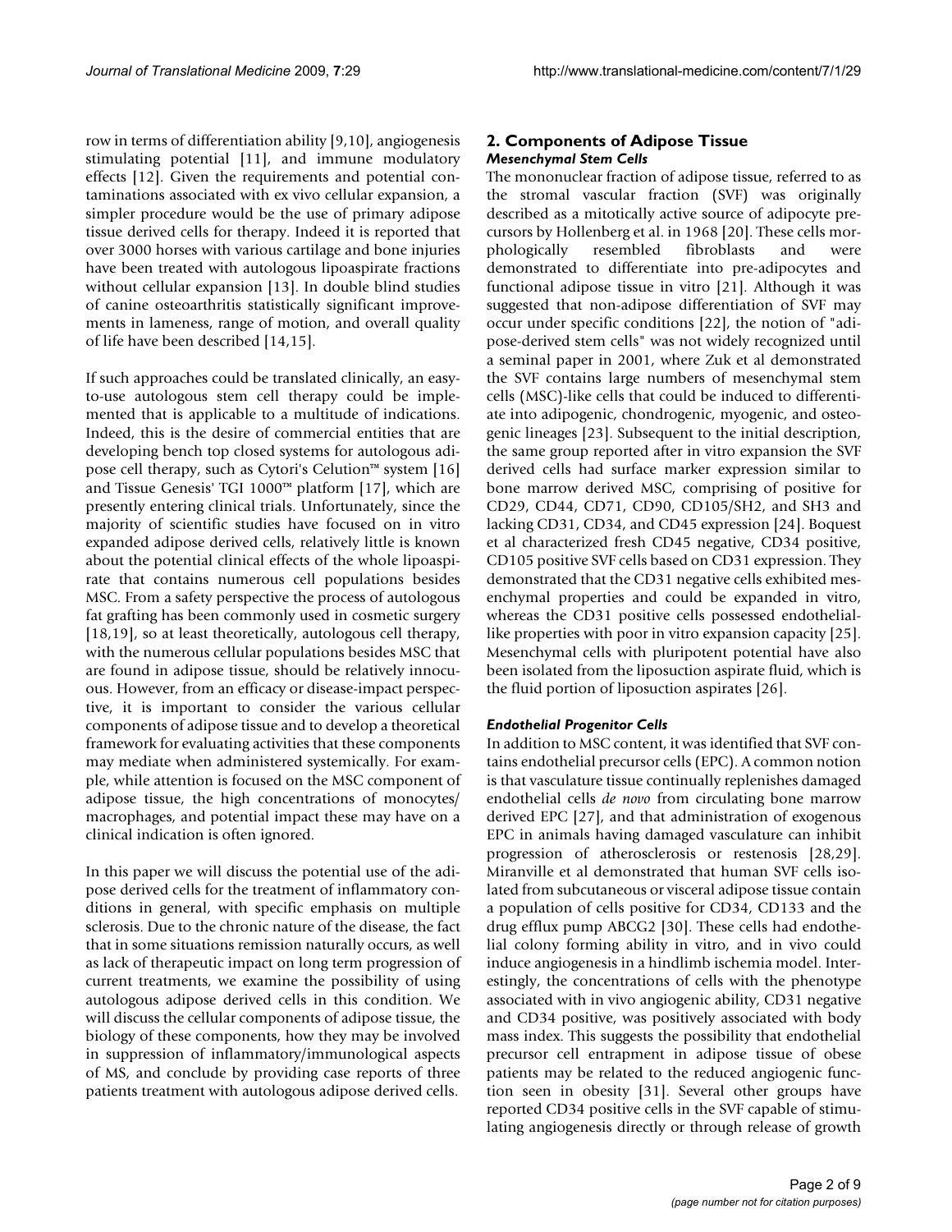row in terms of differentiation ability [9,10], angiogenesis stimulating potential [11], and immune modulatory effects [12]. Given the requirements and potential contaminations associated with ex vivo cellular expansion, a simpler procedure would be the use of primary adipose tissue derived cells for therapy. Indeed it is reported that over 3000 horses with various cartilage and bone injuries have been treated with autologous lipoaspirate fractions without cellular expansion [13]. In double blind studies of canine osteoarthritis statistically significant improvements in lameness, range of motion, and overall quality of life have been described [14,15].

If such approaches could be translated clinically, an easy-to-use autologous stem cell therapy could be implemented that is applicable to a multitude of indications. Indeed, this is the desire of commercial entities that are developing bench top closed systems for autologous adipose cell therapy, such as Cytori's Celution™ system [16] and Tissue Genesis' TGI 1000™ platform [17], which are presently entering clinical trials. Unfortunately, since the majority of scientific studies have focused on in vitro expanded adipose derived cells, relatively little is known about the potential clinical effects of the whole lipoaspirate that contains numerous cell populations besides MSC. From a safety perspective the process of autologous fat grafting has been commonly used in cosmetic surgery [18,19], so at least theoretically, autologous cell therapy, with the numerous cellular populations besides MSC that are found in adipose tissue, should be relatively innocuous. However, from an efficacy or disease-impact perspective, it is important to consider the various cellular components of adipose tissue and to develop a theoretical framework for evaluating activities that these components may mediate when administered systemically. For example, while attention is focused on the MSC component of adipose tissue, the high concentrations of monocytes/macrophages, and potential impact these may have on a clinical indication is often ignored.

In this paper we will discuss the potential use of the adipose derived cells for the treatment of inflammatory conditions in general, with specific emphasis on multiple sclerosis. Due to the chronic nature of the disease, the fact that in some situations remission naturally occurs, as well as lack of therapeutic impact on long term progression of current treatments, we examine the possibility of using autologous adipose derived cells in this condition. We will discuss the cellular components of adipose tissue, the biology of these components, how they may be involved in suppression of inflammatory/immunological aspects of MS, and conclude by providing case reports of three patients treatment with autologous adipose derived cells.

## 2. Components of Adipose Tissue

### *Mesenchymal Stem Cells*

The mononuclear fraction of adipose tissue, referred to as the stromal vascular fraction (SVF) was originally described as a mitotically active source of adipocyte precursors by Hollenberg et al. in 1968 [20]. These cells morphologically resembled fibroblasts and were demonstrated to differentiate into pre-adipocytes and functional adipose tissue in vitro [21]. Although it was suggested that non-adipose differentiation of SVF may occur under specific conditions [22], the notion of "adipose-derived stem cells" was not widely recognized until a seminal paper in 2001, where Zuk et al demonstrated the SVF contains large numbers of mesenchymal stem cells (MSC)-like cells that could be induced to differentiate into adipogenic, chondrogenic, myogenic, and osteogenic lineages [23]. Subsequent to the initial description, the same group reported after in vitro expansion the SVF derived cells had surface marker expression similar to bone marrow derived MSC, comprising of positive for CD29, CD44, CD71, CD90, CD105/SH2, and SH3 and lacking CD31, CD34, and CD45 expression [24]. Boquest et al characterized fresh CD45 negative, CD34 positive, CD105 positive SVF cells based on CD31 expression. They demonstrated that the CD31 negative cells exhibited mesenchymal properties and could be expanded in vitro, whereas the CD31 positive cells possessed endothelial-like properties with poor in vitro expansion capacity [25]. Mesenchymal cells with pluripotent potential have also been isolated from the liposuction aspirate fluid, which is the fluid portion of liposuction aspirates [26].

### *Endothelial Progenitor Cells*

In addition to MSC content, it was identified that SVF contains endothelial precursor cells (EPC). A common notion is that vasculature tissue continually replenishes damaged endothelial cells *de novo* from circulating bone marrow derived EPC [27], and that administration of exogenous EPC in animals having damaged vasculature can inhibit progression of atherosclerosis or restenosis [28,29]. Miranville et al demonstrated that human SVF cells isolated from subcutaneous or visceral adipose tissue contain a population of cells positive for CD34, CD133 and the drug efflux pump ABCG2 [30]. These cells had endothelial colony forming ability in vitro, and in vivo could induce angiogenesis in a hindlimb ischemia model. Interestingly, the concentrations of cells with the phenotype associated with in vivo angiogenic ability, CD31 negative and CD34 positive, was positively associated with body mass index. This suggests the possibility that endothelial precursor cell entrapment in adipose tissue of obese patients may be related to the reduced angiogenic function seen in obesity [31]. Several other groups have reported CD34 positive cells in the SVF capable of stimulating angiogenesis directly or through release of growth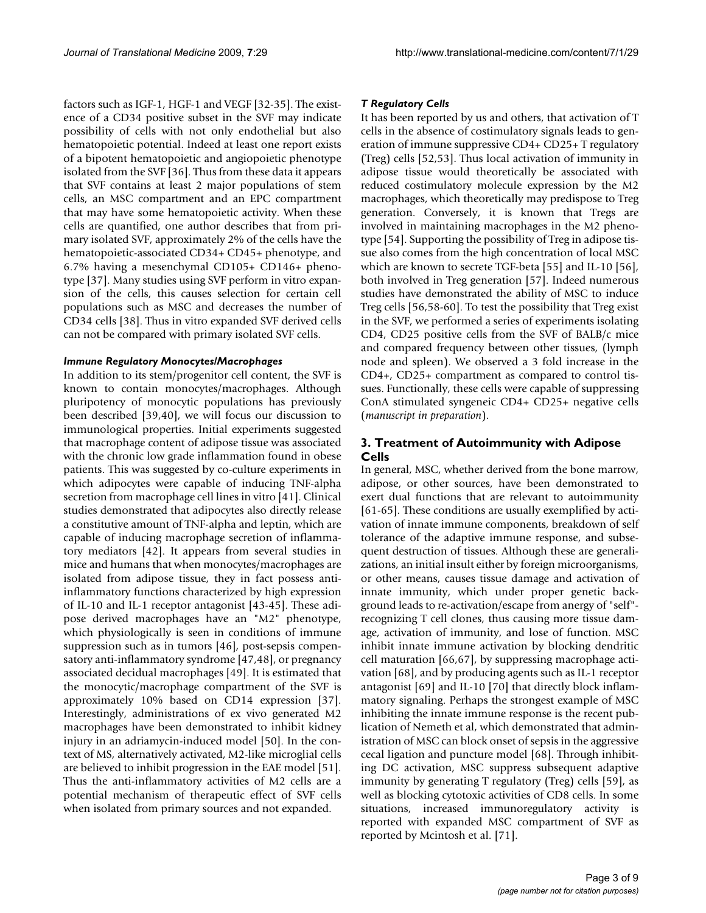factors such as IGF-1, HGF-1 and VEGF [32-35]. The existence of a CD34 positive subset in the SVF may indicate possibility of cells with not only endothelial but also hematopoietic potential. Indeed at least one report exists of a bipotent hematopoietic and angiopoietic phenotype isolated from the SVF [36]. Thus from these data it appears that SVF contains at least 2 major populations of stem cells, an MSC compartment and an EPC compartment that may have some hematopoietic activity. When these cells are quantified, one author describes that from primary isolated SVF, approximately 2% of the cells have the hematopoietic-associated CD34+ CD45+ phenotype, and 6.7% having a mesenchymal CD105+ CD146+ phenotype [37]. Many studies using SVF perform in vitro expansion of the cells, this causes selection for certain cell populations such as MSC and decreases the number of CD34 cells [38]. Thus in vitro expanded SVF derived cells can not be compared with primary isolated SVF cells.

### *Immune Regulatory Monocytes/Macrophages*

In addition to its stem/progenitor cell content, the SVF is known to contain monocytes/macrophages. Although pluripotency of monocytic populations has previously been described [39,40], we will focus our discussion to immunological properties. Initial experiments suggested that macrophage content of adipose tissue was associated with the chronic low grade inflammation found in obese patients. This was suggested by co-culture experiments in which adipocytes were capable of inducing TNF-alpha secretion from macrophage cell lines in vitro [41]. Clinical studies demonstrated that adipocytes also directly release a constitutive amount of TNF-alpha and leptin, which are capable of inducing macrophage secretion of inflammatory mediators [42]. It appears from several studies in mice and humans that when monocytes/macrophages are isolated from adipose tissue, they in fact possess anti-inflammatory functions characterized by high expression of IL-10 and IL-1 receptor antagonist [43-45]. These adipose derived macrophages have an "M2" phenotype, which physiologically is seen in conditions of immune suppression such as in tumors [46], post-sepsis compensatory anti-inflammatory syndrome [47,48], or pregnancy associated decidual macrophages [49]. It is estimated that the monocytic/macrophage compartment of the SVF is approximately 10% based on CD14 expression [37]. Interestingly, administrations of ex vivo generated M2 macrophages have been demonstrated to inhibit kidney injury in an adriamycin-induced model [50]. In the context of MS, alternatively activated, M2-like microglial cells are believed to inhibit progression in the EAE model [51]. Thus the anti-inflammatory activities of M2 cells are a potential mechanism of therapeutic effect of SVF cells when isolated from primary sources and not expanded.

### *T Regulatory Cells*

It has been reported by us and others, that activation of T cells in the absence of costimulatory signals leads to generation of immune suppressive CD4+ CD25+ T regulatory (Treg) cells [52,53]. Thus local activation of immunity in adipose tissue would theoretically be associated with reduced costimulatory molecule expression by the M2 macrophages, which theoretically may predispose to Treg generation. Conversely, it is known that Tregs are involved in maintaining macrophages in the M2 phenotype [54]. Supporting the possibility of Treg in adipose tissue also comes from the high concentration of local MSC which are known to secrete TGF-beta [55] and IL-10 [56], both involved in Treg generation [57]. Indeed numerous studies have demonstrated the ability of MSC to induce Treg cells [56,58-60]. To test the possibility that Treg exist in the SVF, we performed a series of experiments isolating CD4, CD25 positive cells from the SVF of BALB/c mice and compared frequency between other tissues, (lymph node and spleen). We observed a 3 fold increase in the CD4+, CD25+ compartment as compared to control tissues. Functionally, these cells were capable of suppressing ConA stimulated syngeneic CD4+ CD25+ negative cells (*manuscript in preparation*).

## 3. Treatment of Autoimmunity with Adipose Cells

In general, MSC, whether derived from the bone marrow, adipose, or other sources, have been demonstrated to exert dual functions that are relevant to autoimmunity [61-65]. These conditions are usually exemplified by activation of innate immune components, breakdown of self tolerance of the adaptive immune response, and subsequent destruction of tissues. Although these are generalizations, an initial insult either by foreign microorganisms, or other means, causes tissue damage and activation of innate immunity, which under proper genetic background leads to re-activation/escape from anergy of "self"-recognizing T cell clones, thus causing more tissue damage, activation of immunity, and lose of function. MSC inhibit innate immune activation by blocking dendritic cell maturation [66,67], by suppressing macrophage activation [68], and by producing agents such as IL-1 receptor antagonist [69] and IL-10 [70] that directly block inflammatory signaling. Perhaps the strongest example of MSC inhibiting the innate immune response is the recent publication of Nemeth et al, which demonstrated that administration of MSC can block onset of sepsis in the aggressive cecal ligation and puncture model [68]. Through inhibiting DC activation, MSC suppress subsequent adaptive immunity by generating T regulatory (Treg) cells [59], as well as blocking cytotoxic activities of CD8 cells. In some situations, increased immunoregulatory activity is reported with expanded MSC compartment of SVF as reported by Mcintosh et al. [71].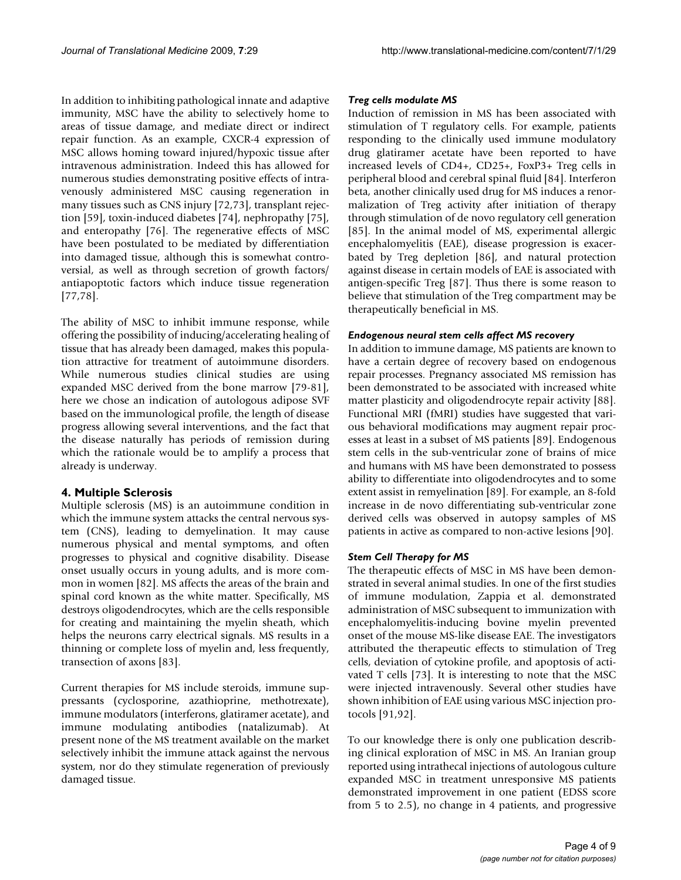In addition to inhibiting pathological innate and adaptive immunity, MSC have the ability to selectively home to areas of tissue damage, and mediate direct or indirect repair function. As an example, CXCR-4 expression of MSC allows homing toward injured/hypoxic tissue after intravenous administration. Indeed this has allowed for numerous studies demonstrating positive effects of intravenously administered MSC causing regeneration in many tissues such as CNS injury [72,73], transplant rejection [59], toxin-induced diabetes [74], nephropathy [75], and enteropathy [76]. The regenerative effects of MSC have been postulated to be mediated by differentiation into damaged tissue, although this is somewhat controversial, as well as through secretion of growth factors/ antiapoptotic factors which induce tissue regeneration [77,78].

The ability of MSC to inhibit immune response, while offering the possibility of inducing/accelerating healing of tissue that has already been damaged, makes this population attractive for treatment of autoimmune disorders. While numerous studies clinical studies are using expanded MSC derived from the bone marrow [79-81], here we chose an indication of autologous adipose SVF based on the immunological profile, the length of disease progress allowing several interventions, and the fact that the disease naturally has periods of remission during which the rationale would be to amplify a process that already is underway.

## 4. Multiple Sclerosis

Multiple sclerosis (MS) is an autoimmune condition in which the immune system attacks the central nervous system (CNS), leading to demyelination. It may cause numerous physical and mental symptoms, and often progresses to physical and cognitive disability. Disease onset usually occurs in young adults, and is more common in women [82]. MS affects the areas of the brain and spinal cord known as the white matter. Specifically, MS destroys oligodendrocytes, which are the cells responsible for creating and maintaining the myelin sheath, which helps the neurons carry electrical signals. MS results in a thinning or complete loss of myelin and, less frequently, transection of axons [83].

Current therapies for MS include steroids, immune suppressants (cyclosporine, azathioprine, methotrexate), immune modulators (interferons, glatiramer acetate), and immune modulating antibodies (natalizumab). At present none of the MS treatment available on the market selectively inhibit the immune attack against the nervous system, nor do they stimulate regeneration of previously damaged tissue.

### *Treg cells modulate MS*

Induction of remission in MS has been associated with stimulation of T regulatory cells. For example, patients responding to the clinically used immune modulatory drug glatiramer acetate have been reported to have increased levels of CD4+, CD25+, FoxP3+ Treg cells in peripheral blood and cerebral spinal fluid [84]. Interferon beta, another clinically used drug for MS induces a renormalization of Treg activity after initiation of therapy through stimulation of de novo regulatory cell generation [85]. In the animal model of MS, experimental allergic encephalomyelitis (EAE), disease progression is exacerbated by Treg depletion [86], and natural protection against disease in certain models of EAE is associated with antigen-specific Treg [87]. Thus there is some reason to believe that stimulation of the Treg compartment may be therapeutically beneficial in MS.

### *Endogenous neural stem cells affect MS recovery*

In addition to immune damage, MS patients are known to have a certain degree of recovery based on endogenous repair processes. Pregnancy associated MS remission has been demonstrated to be associated with increased white matter plasticity and oligodendrocyte repair activity [88]. Functional MRI (fMRI) studies have suggested that various behavioral modifications may augment repair processes at least in a subset of MS patients [89]. Endogenous stem cells in the sub-ventricular zone of brains of mice and humans with MS have been demonstrated to possess ability to differentiate into oligodendrocytes and to some extent assist in remyelination [89]. For example, an 8-fold increase in de novo differentiating sub-ventricular zone derived cells was observed in autopsy samples of MS patients in active as compared to non-active lesions [90].

### *Stem Cell Therapy for MS*

The therapeutic effects of MSC in MS have been demonstrated in several animal studies. In one of the first studies of immune modulation, Zappia et al. demonstrated administration of MSC subsequent to immunization with encephalomyelitis-inducing bovine myelin prevented onset of the mouse MS-like disease EAE. The investigators attributed the therapeutic effects to stimulation of Treg cells, deviation of cytokine profile, and apoptosis of activated T cells [73]. It is interesting to note that the MSC were injected intravenously. Several other studies have shown inhibition of EAE using various MSC injection protocols [91,92].

To our knowledge there is only one publication describing clinical exploration of MSC in MS. An Iranian group reported using intrathecal injections of autologous culture expanded MSC in treatment unresponsive MS patients demonstrated improvement in one patient (EDSS score from 5 to 2.5), no change in 4 patients, and progressive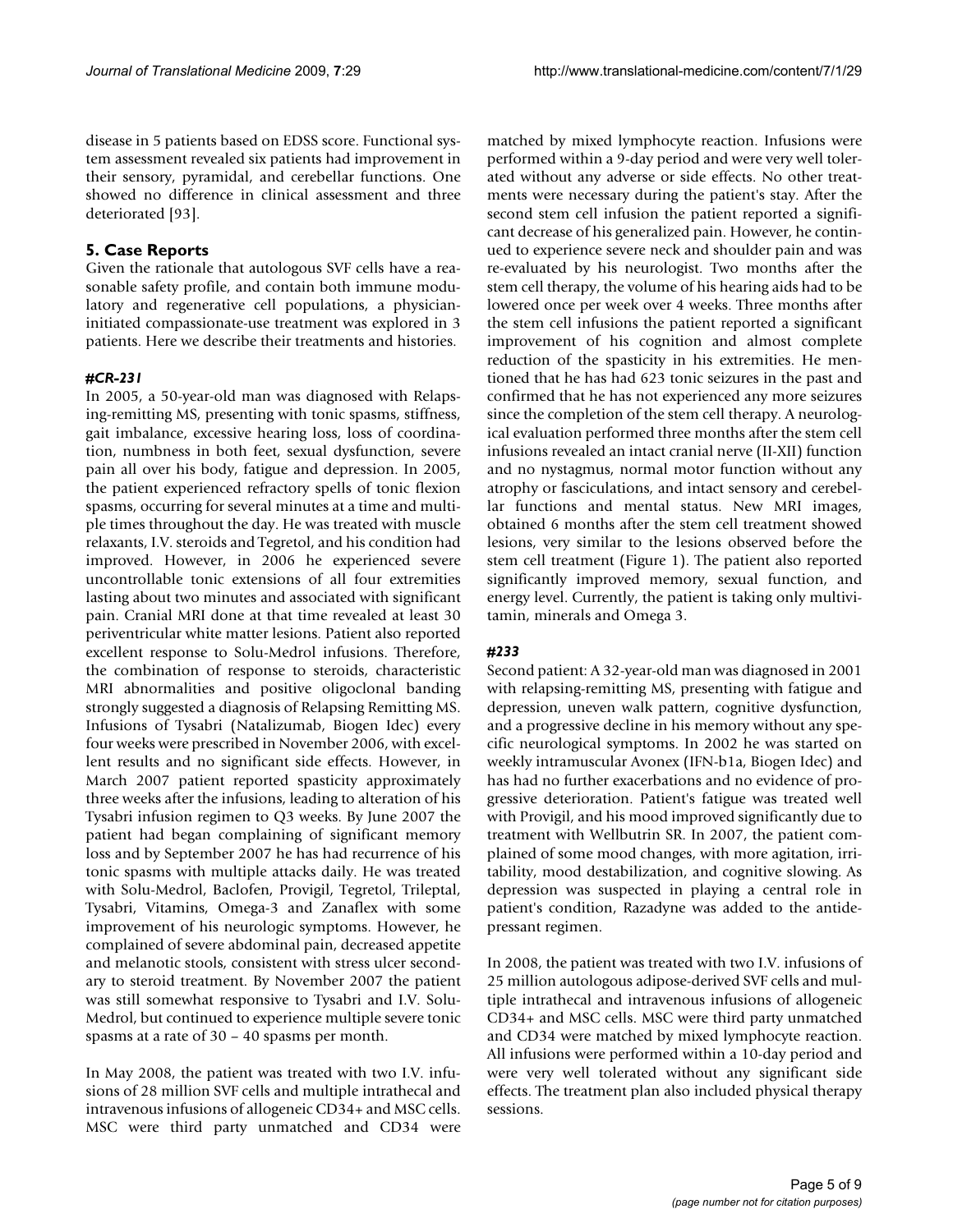disease in 5 patients based on EDSS score. Functional system assessment revealed six patients had improvement in their sensory, pyramidal, and cerebellar functions. One showed no difference in clinical assessment and three deteriorated [93].

## 5. Case Reports

Given the rationale that autologous SVF cells have a reasonable safety profile, and contain both immune modulatory and regenerative cell populations, a physician-initiated compassionate-use treatment was explored in 3 patients. Here we describe their treatments and histories.

### *#CR-231*

In 2005, a 50-year-old man was diagnosed with Relapsing-remitting MS, presenting with tonic spasms, stiffness, gait imbalance, excessive hearing loss, loss of coordination, numbness in both feet, sexual dysfunction, severe pain all over his body, fatigue and depression. In 2005, the patient experienced refractory spells of tonic flexion spasms, occurring for several minutes at a time and multiple times throughout the day. He was treated with muscle relaxants, I.V. steroids and Tegretol, and his condition had improved. However, in 2006 he experienced severe uncontrollable tonic extensions of all four extremities lasting about two minutes and associated with significant pain. Cranial MRI done at that time revealed at least 30 periventricular white matter lesions. Patient also reported excellent response to Solu-Medrol infusions. Therefore, the combination of response to steroids, characteristic MRI abnormalities and positive oligoclonal banding strongly suggested a diagnosis of Relapsing Remitting MS. Infusions of Tysabri (Natalizumab, Biogen Idec) every four weeks were prescribed in November 2006, with excellent results and no significant side effects. However, in March 2007 patient reported spasticity approximately three weeks after the infusions, leading to alteration of his Tysabri infusion regimen to Q3 weeks. By June 2007 the patient had began complaining of significant memory loss and by September 2007 he has had recurrence of his tonic spasms with multiple attacks daily. He was treated with Solu-Medrol, Baclofen, Provigil, Tegretol, Trileptal, Tysabri, Vitamins, Omega-3 and Zanaflex with some improvement of his neurologic symptoms. However, he complained of severe abdominal pain, decreased appetite and melanotic stools, consistent with stress ulcer secondary to steroid treatment. By November 2007 the patient was still somewhat responsive to Tysabri and I.V. Solu-Medrol, but continued to experience multiple severe tonic spasms at a rate of 30 – 40 spasms per month.

In May 2008, the patient was treated with two I.V. infusions of 28 million SVF cells and multiple intrathecal and intravenous infusions of allogeneic CD34+ and MSC cells. MSC were third party unmatched and CD34 were matched by mixed lymphocyte reaction. Infusions were performed within a 9-day period and were very well tolerated without any adverse or side effects. No other treatments were necessary during the patient's stay. After the second stem cell infusion the patient reported a significant decrease of his generalized pain. However, he continued to experience severe neck and shoulder pain and was re-evaluated by his neurologist. Two months after the stem cell therapy, the volume of his hearing aids had to be lowered once per week over 4 weeks. Three months after the stem cell infusions the patient reported a significant improvement of his cognition and almost complete reduction of the spasticity in his extremities. He mentioned that he has had 623 tonic seizures in the past and confirmed that he has not experienced any more seizures since the completion of the stem cell therapy. A neurological evaluation performed three months after the stem cell infusions revealed an intact cranial nerve (II-XII) function and no nystagmus, normal motor function without any atrophy or fasciculations, and intact sensory and cerebellar functions and mental status. New MRI images, obtained 6 months after the stem cell treatment showed lesions, very similar to the lesions observed before the stem cell treatment (Figure 1). The patient also reported significantly improved memory, sexual function, and energy level. Currently, the patient is taking only multivitamin, minerals and Omega 3.

### *#233*

Second patient: A 32-year-old man was diagnosed in 2001 with relapsing-remitting MS, presenting with fatigue and depression, uneven walk pattern, cognitive dysfunction, and a progressive decline in his memory without any specific neurological symptoms. In 2002 he was started on weekly intramuscular Avonex (IFN-b1a, Biogen Idec) and has had no further exacerbations and no evidence of progressive deterioration. Patient's fatigue was treated well with Provigil, and his mood improved significantly due to treatment with Wellbutrin SR. In 2007, the patient complained of some mood changes, with more agitation, irritability, mood destabilization, and cognitive slowing. As depression was suspected in playing a central role in patient's condition, Razadyne was added to the antidepressant regimen.

In 2008, the patient was treated with two I.V. infusions of 25 million autologous adipose-derived SVF cells and multiple intrathecal and intravenous infusions of allogeneic CD34+ and MSC cells. MSC were third party unmatched and CD34 were matched by mixed lymphocyte reaction. All infusions were performed within a 10-day period and were very well tolerated without any significant side effects. The treatment plan also included physical therapy sessions.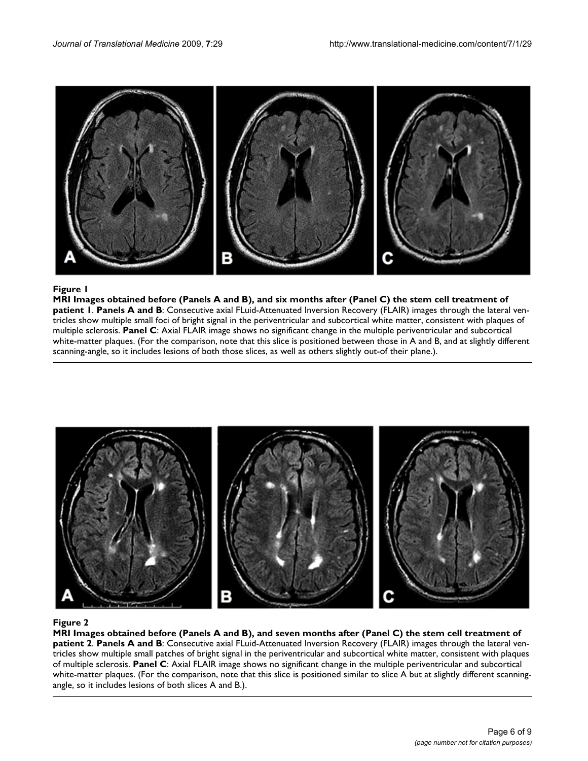**Figure 1**

**MRI Images obtained before (Panels A and B), and six months after (Panel C) the stem cell treatment of patient 1**. **Panels A and B**: Consecutive axial FLuid-Attenuated Inversion Recovery (FLAIR) images through the lateral ventricles show multiple small foci of bright signal in the periventricular and subcortical white matter, consistent with plaques of multiple sclerosis. **Panel C**: Axial FLAIR image shows no significant change in the multiple periventricular and subcortical white-matter plaques. (For the comparison, note that this slice is positioned between those in A and B, and at slightly different scanning-angle, so it includes lesions of both those slices, as well as others slightly out-of their plane.).

**Figure 2**

**MRI Images obtained before (Panels A and B), and seven months after (Panel C) the stem cell treatment of patient 2**. **Panels A and B**: Consecutive axial FLuid-Attenuated Inversion Recovery (FLAIR) images through the lateral ventricles show multiple small patches of bright signal in the periventricular and subcortical white matter, consistent with plaques of multiple sclerosis. **Panel C**: Axial FLAIR image shows no significant change in the multiple periventricular and subcortical white-matter plaques. (For the comparison, note that this slice is positioned similar to slice A but at slightly different scanning-angle, so it includes lesions of both slices A and B.).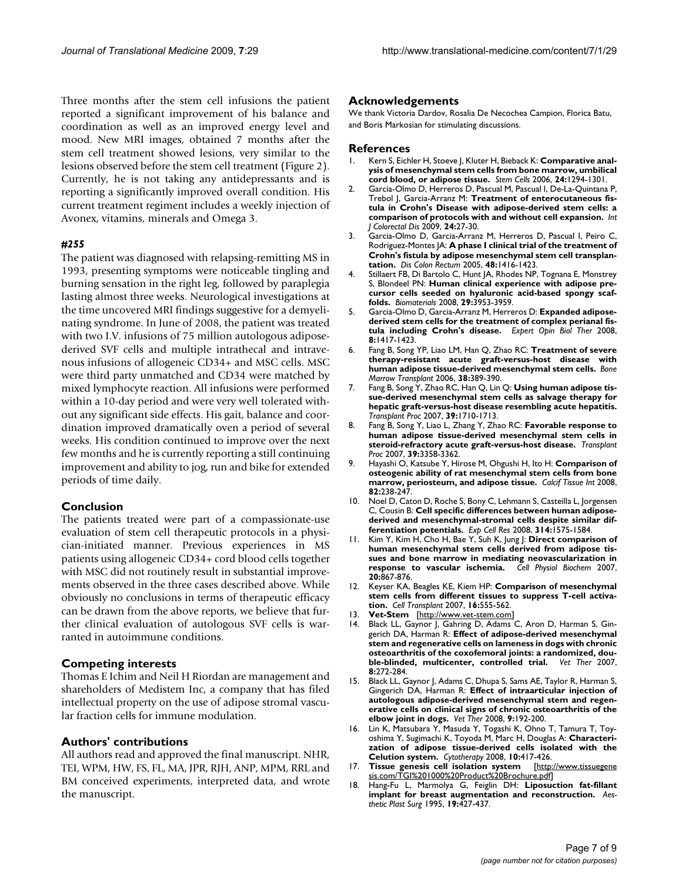Three months after the stem cell infusions the patient reported a significant improvement of his balance and coordination as well as an improved energy level and mood. New MRI images, obtained 7 months after the stem cell treatment showed lesions, very similar to the lesions observed before the stem cell treatment (Figure 2). Currently, he is not taking any antidepressants and is reporting a significantly improved overall condition. His current treatment regiment includes a weekly injection of Avonex, vitamins, minerals and Omega 3.

### *#255*

The patient was diagnosed with relapsing-remitting MS in 1993, presenting symptoms were noticeable tingling and burning sensation in the right leg, followed by paraplegia lasting almost three weeks. Neurological investigations at the time uncovered MRI findings suggestive for a demyelinating syndrome. In June of 2008, the patient was treated with two I.V. infusions of 75 million autologous adipose-derived SVF cells and multiple intrathecal and intravenous infusions of allogeneic CD34+ and MSC cells. MSC were third party unmatched and CD34 were matched by mixed lymphocyte reaction. All infusions were performed within a 10-day period and were very well tolerated without any significant side effects. His gait, balance and coordination improved dramatically oven a period of several weeks. His condition continued to improve over the next few months and he is currently reporting a still continuing improvement and ability to jog, run and bike for extended periods of time daily.

## Conclusion

The patients treated were part of a compassionate-use evaluation of stem cell therapeutic protocols in a physician-initiated manner. Previous experiences in MS patients using allogeneic CD34+ cord blood cells together with MSC did not routinely result in substantial improvements observed in the three cases described above. While obviously no conclusions in terms of therapeutic efficacy can be drawn from the above reports, we believe that further clinical evaluation of autologous SVF cells is warranted in autoimmune conditions.

## Competing interests

Thomas E Ichim and Neil H Riordan are management and shareholders of Medistem Inc, a company that has filed intellectual property on the use of adipose stromal vascular fraction cells for immune modulation.

## Authors' contributions

All authors read and approved the final manuscript. NHR, TEI, WPM, HW, FS, FL, MA, JPR, RJH, ANP, MPM, RRL and BM conceived experiments, interpreted data, and wrote the manuscript.

## Acknowledgements

We thank Victoria Dardov, Rosalia De Necochea Campion, Florica Batu, and Boris Markosian for stimulating discussions.

## References

1. Kern S, Eichler H, Stoeve J, Kluter H, Bieback K: **Comparative analysis of mesenchymal stem cells from bone marrow, umbilical cord blood, or adipose tissue.** *Stem Cells* 2006, **24:**1294-1301.
2. Garcia-Olmo D, Herreros D, Pascual M, Pascual I, De-La-Quintana P, Trebol J, Garcia-Arranz M: **Treatment of enterocutaneous fistula in Crohn's Disease with adipose-derived stem cells: a comparison of protocols with and without cell expansion.** *Int J Colorectal Dis* 2009, **24:**27-30.
3. Garcia-Olmo D, Garcia-Arranz M, Herreros D, Pascual I, Peiro C, Rodriguez-Montes JA: **A phase I clinical trial of the treatment of Crohn's fistula by adipose mesenchymal stem cell transplantation.** *Dis Colon Rectum* 2005, **48:**1416-1423.
4. Stillaert FB, Di Bartolo C, Hunt JA, Rhodes NP, Tognana E, Monstrey S, Blondeel PN: **Human clinical experience with adipose precursor cells seeded on hyaluronic acid-based spongy scaffolds.** *Biomaterials* 2008, **29:**3953-3959.
5. Garcia-Olmo D, Garcia-Arranz M, Herreros D: **Expanded adipose-derived stem cells for the treatment of complex perianal fistula including Crohn's disease.** *Expert Opin Biol Ther* 2008, **8:**1417-1423.
6. Fang B, Song YP, Liao LM, Han Q, Zhao RC: **Treatment of severe therapy-resistant acute graft-versus-host disease with human adipose tissue-derived mesenchymal stem cells.** *Bone Marrow Transplant* 2006, **38:**389-390.
7. Fang B, Song Y, Zhao RC, Han Q, Lin Q: **Using human adipose tissue-derived mesenchymal stem cells as salvage therapy for hepatic graft-versus-host disease resembling acute hepatitis.** *Transplant Proc* 2007, **39:**1710-1713.
8. Fang B, Song Y, Liao L, Zhang Y, Zhao RC: **Favorable response to human adipose tissue-derived mesenchymal stem cells in steroid-refractory acute graft-versus-host disease.** *Transplant Proc* 2007, **39:**3358-3362.
9. Hayashi O, Katsube Y, Hirose M, Ohgushi H, Ito H: **Comparison of osteogenic ability of rat mesenchymal stem cells from bone marrow, periosteum, and adipose tissue.** *Calcif Tissue Int* 2008, **82:**238-247.
10. Noel D, Caton D, Roche S, Bony C, Lehmann S, Casteilla L, Jorgensen C, Cousin B: **Cell specific differences between human adipose-derived and mesenchymal-stromal cells despite similar differentiation potentials.** *Exp Cell Res* 2008, **314:**1575-1584.
11. Kim Y, Kim H, Cho H, Bae Y, Suh K, Jung J: **Direct comparison of human mesenchymal stem cells derived from adipose tissues and bone marrow in mediating neovascularization in response to vascular ischemia.** *Cell Physiol Biochem* 2007, **20:**867-876.
12. Keyser KA, Beagles KE, Kiem HP: **Comparison of mesenchymal stem cells from different tissues to suppress T-cell activation.** *Cell Transplant* 2007, **16:**555-562.
13. **Vet-Stem** [http://www.vet-stem.com]
14. Black LL, Gaynor J, Gahring D, Adams C, Aron D, Harman S, Gingerich DA, Harman R: **Effect of adipose-derived mesenchymal stem and regenerative cells on lameness in dogs with chronic osteoarthritis of the coxofemoral joints: a randomized, double-blinded, multicenter, controlled trial.** *Vet Ther* 2007, **8:**272-284.
15. Black LL, Gaynor J, Adams C, Dhupa S, Sams AE, Taylor R, Harman S, Gingerich DA, Harman R: **Effect of intraarticular injection of autologous adipose-derived mesenchymal stem and regenerative cells on clinical signs of chronic osteoarthritis of the elbow joint in dogs.** *Vet Ther* 2008, **9:**192-200.
16. Lin K, Matsubara Y, Masuda Y, Togashi K, Ohno T, Tamura T, Toyoshima Y, Sugimachi K, Toyoda M, Marc H, Douglas A: **Characterization of adipose tissue-derived cells isolated with the Celution system.** *Cytotherapy* 2008, **10:**417-426.
17. **Tissue genesis cell isolation system** [http://www.tissuegenesis.com/TGI%201000%20Product%20Brochure.pdf]
18. Hang-Fu L, Marmolya G, Feiglin DH: **Liposuction fat-fillant implant for breast augmentation and reconstruction.** *Aesthetic Plast Surg* 1995, **19:**427-437.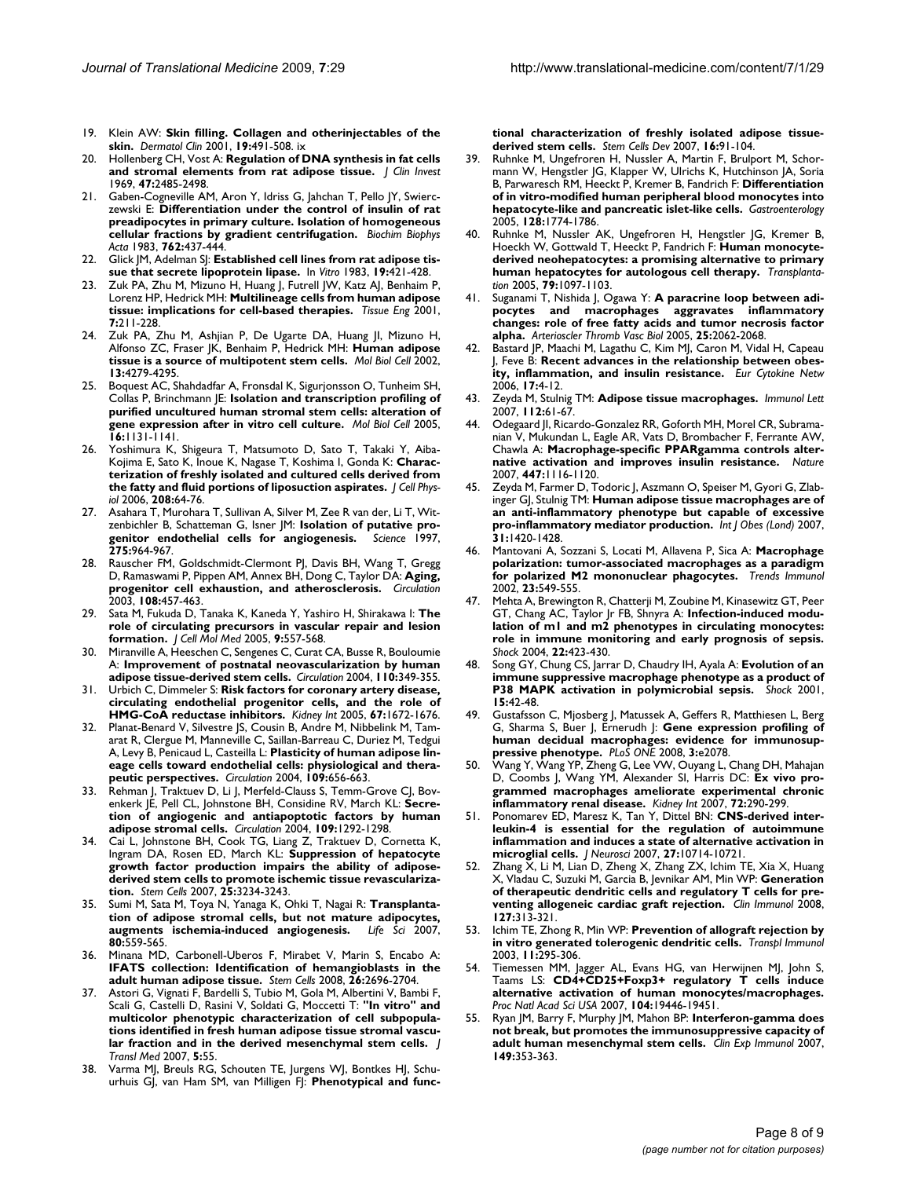19. Klein AW: **Skin filling. Collagen and otherinjectables of the skin.** *Dermatol Clin* 2001, **19:**491-508. ix
20. Hollenberg CH, Vost A: **Regulation of DNA synthesis in fat cells and stromal elements from rat adipose tissue.** *J Clin Invest* 1969, **47:**2485-2498.
21. Gaben-Cogneville AM, Aron Y, Idriss G, Jahchan T, Pello JY, Swierczewski E: **Differentiation under the control of insulin of rat preadipocytes in primary culture. Isolation of homogeneous cellular fractions by gradient centrifugation.** *Biochim Biophys Acta* 1983, **762:**437-444.
22. Glick JM, Adelman SJ: **Established cell lines from rat adipose tissue that secrete lipoprotein lipase.** *In Vitro* 1983, **19:**421-428.
23. Zuk PA, Zhu M, Mizuno H, Huang J, Futrell JW, Katz AJ, Benhaim P, Lorenz HP, Hedrick MH: **Multilineage cells from human adipose tissue: implications for cell-based therapies.** *Tissue Eng* 2001, **7:**211-228.
24. Zuk PA, Zhu M, Ashjian P, De Ugarte DA, Huang JI, Mizuno H, Alfonso ZC, Fraser JK, Benhaim P, Hedrick MH: **Human adipose tissue is a source of multipotent stem cells.** *Mol Biol Cell* 2002, **13:**4279-4295.
25. Boquest AC, Shahdadfar A, Fronsdal K, Sigurjonsson O, Tunheim SH, Collas P, Brinchmann JE: **Isolation and transcription profiling of purified uncultured human stromal stem cells: alteration of gene expression after in vitro cell culture.** *Mol Biol Cell* 2005, **16:**1131-1141.
26. Yoshimura K, Shigeura T, Matsumoto D, Sato T, Takaki Y, Aiba-Kojima E, Sato K, Inoue K, Nagase T, Koshima I, Gonda K: **Characterization of freshly isolated and cultured cells derived from the fatty and fluid portions of liposuction aspirates.** *J Cell Physiol* 2006, **208:**64-76.
27. Asahara T, Murohara T, Sullivan A, Silver M, Zee R van der, Li T, Witzenbichler B, Schatteman G, Isner JM: **Isolation of putative progenitor endothelial cells for angiogenesis.** *Science* 1997, **275:**964-967.
28. Rauscher FM, Goldschmidt-Clermont PJ, Davis BH, Wang T, Gregg D, Ramaswami P, Pippen AM, Annex BH, Dong C, Taylor DA: **Aging, progenitor cell exhaustion, and atherosclerosis.** *Circulation* 2003, **108:**457-463.
29. Sata M, Fukuda D, Tanaka K, Kaneda Y, Yashiro H, Shirakawa I: **The role of circulating precursors in vascular repair and lesion formation.** *J Cell Mol Med* 2005, **9:**557-568.
30. Miranville A, Heeschen C, Sengenes C, Curat CA, Busse R, Bouloumie A: **Improvement of postnatal neovascularization by human adipose tissue-derived stem cells.** *Circulation* 2004, **110:**349-355.
31. Urbich C, Dimmeler S: **Risk factors for coronary artery disease, circulating endothelial progenitor cells, and the role of HMG-CoA reductase inhibitors.** *Kidney Int* 2005, **67:**1672-1676.
32. Planat-Benard V, Silvestre JS, Cousin B, Andre M, Nibbelink M, Tamarat R, Clergue M, Manneville C, Saillan-Barreau C, Duriez M, Tedgui A, Levy B, Penicaud L, Casteilla L: **Plasticity of human adipose lineage cells toward endothelial cells: physiological and therapeutic perspectives.** *Circulation* 2004, **109:**656-663.
33. Rehman J, Traktuev D, Li J, Merfeld-Clauss S, Temm-Grove CJ, Bovenkerk JE, Pell CL, Johnstone BH, Considine RV, March KL: **Secretion of angiogenic and antiapoptotic factors by human adipose stromal cells.** *Circulation* 2004, **109:**1292-1298.
34. Cai L, Johnstone BH, Cook TG, Liang Z, Traktuev D, Cornetta K, Ingram DA, Rosen ED, March KL: **Suppression of hepatocyte growth factor production impairs the ability of adipose-derived stem cells to promote ischemic tissue revascularization.** *Stem Cells* 2007, **25:**3234-3243.
35. Sumi M, Sata M, Toya N, Yanaga K, Ohki T, Nagai R: **Transplantation of adipose stromal cells, but not mature adipocytes, augments ischemia-induced angiogenesis.** *Life Sci* 2007, **80:**559-565.
36. Minana MD, Carbonell-Uberos F, Mirabet V, Marin S, Encabo A: **IFATS collection: Identification of hemangioblasts in the adult human adipose tissue.** *Stem Cells* 2008, **26:**2696-2704.
37. Astori G, Vignati F, Bardelli S, Tubio M, Gola M, Albertini V, Bambi F, Scali G, Castelli D, Rasini V, Soldati G, Moccetti T: **"In vitro" and multicolor phenotypic characterization of cell subpopulations identified in fresh human adipose tissue stromal vascular fraction and in the derived mesenchymal stem cells.** *J Transl Med* 2007, **5:**55.
38. Varma MJ, Breuls RG, Schouten TE, Jurgens WJ, Bontkes HJ, Schuurhuis GJ, van Ham SM, van Milligen FJ: **Phenotypical and functional characterization of freshly isolated adipose tissue-derived stem cells.** *Stem Cells Dev* 2007, **16:**91-104.
39. Ruhnke M, Ungefroren H, Nussler A, Martin F, Brulport M, Schormann W, Hengstler JG, Klapper W, Ulrichs K, Hutchinson JA, Soria B, Parwaresch RM, Heeckt P, Kremer B, Fandrich F: **Differentiation of in vitro-modified human peripheral blood monocytes into hepatocyte-like and pancreatic islet-like cells.** *Gastroenterology* 2005, **128:**1774-1786.
40. Ruhnke M, Nussler AK, Ungefroren H, Hengstler JG, Kremer B, Hoeckh W, Gottwald T, Heeckt P, Fandrich F: **Human monocyte-derived neohepatocytes: a promising alternative to primary human hepatocytes for autologous cell therapy.** *Transplantation* 2005, **79:**1097-1103.
41. Suganami T, Nishida J, Ogawa Y: **A paracrine loop between adipocytes and macrophages aggravates inflammatory changes: role of free fatty acids and tumor necrosis factor alpha.** *Arterioscler Thromb Vasc Biol* 2005, **25:**2062-2068.
42. Bastard JP, Maachi M, Lagathu C, Kim MJ, Caron M, Vidal H, Capeau J, Feve B: **Recent advances in the relationship between obesity, inflammation, and insulin resistance.** *Eur Cytokine Netw* 2006, **17:**4-12.
43. Zeyda M, Stulnig TM: **Adipose tissue macrophages.** *Immunol Lett* 2007, **112:**61-67.
44. Odegaard JI, Ricardo-Gonzalez RR, Goforth MH, Morel CR, Subramanian V, Mukundan L, Eagle AR, Vats D, Brombacher F, Ferrante AW, Chawla A: **Macrophage-specific PPARgamma controls alternative activation and improves insulin resistance.** *Nature* 2007, **447:**1116-1120.
45. Zeyda M, Farmer D, Todoric J, Aszmann O, Speiser M, Gyori G, Zlabinger GJ, Stulnig TM: **Human adipose tissue macrophages are of an anti-inflammatory phenotype but capable of excessive pro-inflammatory mediator production.** *Int J Obes (Lond)* 2007, **31:**1420-1428.
46. Mantovani A, Sozzani S, Locati M, Allavena P, Sica A: **Macrophage polarization: tumor-associated macrophages as a paradigm for polarized M2 mononuclear phagocytes.** *Trends Immunol* 2002, **23:**549-555.
47. Mehta A, Brewington R, Chatterji M, Zoubine M, Kinasewitz GT, Peer GT, Chang AC, Taylor Jr FB, Shnyra A: **Infection-induced modulation of m1 and m2 phenotypes in circulating monocytes: role in immune monitoring and early prognosis of sepsis.** *Shock* 2004, **22:**423-430.
48. Song GY, Chung CS, Jarrar D, Chaudry IH, Ayala A: **Evolution of an immune suppressive macrophage phenotype as a product of P38 MAPK activation in polymicrobial sepsis.** *Shock* 2001, **15:**42-48.
49. Gustafsson C, Mjosberg J, Matussek A, Geffers R, Matthiesen L, Berg G, Sharma S, Buer J, Ernerudh J: **Gene expression profiling of human decidual macrophages: evidence for immunosuppressive phenotype.** *PLoS ONE* 2008, **3:**e2078.
50. Wang Y, Wang YP, Zheng G, Lee VW, Ouyang L, Chang DH, Mahajan D, Coombs J, Wang YM, Alexander SI, Harris DC: **Ex vivo programmed macrophages ameliorate experimental chronic inflammatory renal disease.** *Kidney Int* 2007, **72:**290-299.
51. Ponomarev ED, Maresz K, Tan Y, Dittel BN: **CNS-derived interleukin-4 is essential for the regulation of autoimmune inflammation and induces a state of alternative activation in microglial cells.** *J Neurosci* 2007, **27:**10714-10721.
52. Zhang X, Li M, Lian D, Zheng X, Zhang ZX, Ichim TE, Xia X, Huang X, Vladau C, Suzuki M, Garcia B, Jevnikar AM, Min WP: **Generation of therapeutic dendritic cells and regulatory T cells for preventing allogeneic cardiac graft rejection.** *Clin Immunol* 2008, **127:**313-321.
53. Ichim TE, Zhong R, Min WP: **Prevention of allograft rejection by in vitro generated tolerogenic dendritic cells.** *Transpl Immunol* 2003, **11:**295-306.
54. Tiemessen MM, Jagger AL, Evans HG, van Herwijnen MJ, John S, Taams LS: **CD4+CD25+Foxp3+ regulatory T cells induce alternative activation of human monocytes/macrophages.** *Proc Natl Acad Sci USA* 2007, **104:**19446-19451.
55. Ryan JM, Barry F, Murphy JM, Mahon BP: **Interferon-gamma does not break, but promotes the immunosuppressive capacity of adult human mesenchymal stem cells.** *Clin Exp Immunol* 2007, **149:**353-363.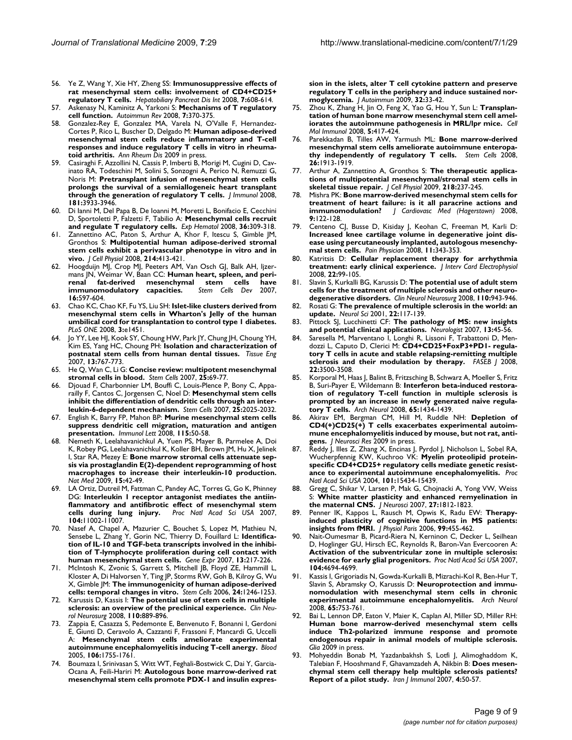56. Ye Z, Wang Y, Xie HY, Zheng SS: **Immunosuppressive effects of rat mesenchymal stem cells: involvement of CD4+CD25+ regulatory T cells.** *Hepatobiliary Pancreat Dis Int* 2008, **7:**608-614.
57. Askenasy N, Kaminitz A, Yarkoni S: **Mechanisms of T regulatory cell function.** *Autoimmun Rev* 2008, **7:**370-375.
58. Gonzalez-Rey E, Gonzalez MA, Varela N, O'Valle F, Hernandez-Cortes P, Rico L, Buscher D, Delgado M: **Human adipose-derived mesenchymal stem cells reduce inflammatory and T-cell responses and induce regulatory T cells in vitro in rheumatoid arthritis.** *Ann Rheum Dis* 2009 in press.
59. Casiraghi F, Azzollini N, Cassis P, Imberti B, Morigi M, Cugini D, Cavinato RA, Todeschini M, Solini S, Sonzogni A, Perico N, Remuzzi G, Noris M: **Pretransplant infusion of mesenchymal stem cells prolongs the survival of a semiallogeneic heart transplant through the generation of regulatory T cells.** *J Immunol* 2008, **181:**3933-3946.
60. Di Ianni M, Del Papa B, De Ioanni M, Moretti L, Bonifacio E, Cecchini D, Sportoletti P, Falzetti F, Tabilio A: **Mesenchymal cells recruit and regulate T regulatory cells.** *Exp Hematol* 2008, **36:**309-318.
61. Zannettino AC, Paton S, Arthur A, Khor F, Itescu S, Gimble JM, Gronthos S: **Multipotential human adipose-derived stromal stem cells exhibit a perivascular phenotype in vitro and in vivo.** *J Cell Physiol* 2008, **214:**413-421.
62. Hoogduijn MJ, Crop MJ, Peeters AM, Van Osch GJ, Balk AH, Ijzermans JN, Weimar W, Baan CC: **Human heart, spleen, and perirenal fat-derived mesenchymal stem cells have immunomodulatory capacities.** *Stem Cells Dev* 2007, **16:**597-604.
63. Chao KC, Chao KF, Fu YS, Liu SH: **Islet-like clusters derived from mesenchymal stem cells in Wharton's Jelly of the human umbilical cord for transplantation to control type 1 diabetes.** *PLoS ONE* 2008, **3:**e1451.
64. Jo YY, Lee HJ, Kook SY, Choung HW, Park JY, Chung JH, Choung YH, Kim ES, Yang HC, Choung PH: **Isolation and characterization of postnatal stem cells from human dental tissues.** *Tissue Eng* 2007, **13:**767-773.
65. He Q, Wan C, Li G: **Concise review: multipotent mesenchymal stromal cells in blood.** *Stem Cells* 2007, **25:**69-77.
66. Djouad F, Charbonnier LM, Bouffi C, Louis-Plence P, Bony C, Apparailly F, Cantos C, Jorgensen C, Noel D: **Mesenchymal stem cells inhibit the differentiation of dendritic cells through an interleukin-6-dependent mechanism.** *Stem Cells* 2007, **25:**2025-2032.
67. English K, Barry FP, Mahon BP: **Murine mesenchymal stem cells suppress dendritic cell migration, maturation and antigen presentation.** *Immunol Lett* 2008, **115:**50-58.
68. Nemeth K, Leelahavanichkul A, Yuen PS, Mayer B, Parmelee A, Doi K, Robey PG, Leelahavanichkul K, Koller BH, Brown JM, Hu X, Jelinek I, Star RA, Mezey E: **Bone marrow stromal cells attenuate sepsis via prostaglandin E(2)-dependent reprogramming of host macrophages to increase their interleukin-10 production.** *Nat Med* 2009, **15:**42-49.
69. LA Ortiz, Dutreil M, Fattman C, Pandey AC, Torres G, Go K, Phinney DG: **Interleukin 1 receptor antagonist mediates the antiinflammatory and antifibrotic effect of mesenchymal stem cells during lung injury.** *Proc Natl Acad Sci USA* 2007, **104:**11002-11007.
70. Nasef A, Chapel A, Mazurier C, Bouchet S, Lopez M, Mathieu N, Sensebe L, Zhang Y, Gorin NC, Thierry D, Fouillard L: **Identification of IL-10 and TGF-beta transcripts involved in the inhibition of T-lymphocyte proliferation during cell contact with human mesenchymal stem cells.** *Gene Expr* 2007, **13:**217-226.
71. McIntosh K, Zvonic S, Garrett S, Mitchell JB, Floyd ZE, Hammill L, Kloster A, Di Halvorsen Y, Ting JP, Storms RW, Goh B, Kilroy G, Wu X, Gimble JM: **The immunogenicity of human adipose-derived cells: temporal changes in vitro.** *Stem Cells* 2006, **24:**1246-1253.
72. Karussis D, Kassis I: **The potential use of stem cells in multiple sclerosis: an overview of the preclinical experience.** *Clin Neurol Neurosurg* 2008, **110:**889-896.
73. Zappia E, Casazza S, Pedemonte E, Benvenuto F, Bonanni I, Gerdoni E, Giunti D, Ceravolo A, Cazzanti F, Frassoni F, Mancardi G, Uccelli A: **Mesenchymal stem cells ameliorate experimental autoimmune encephalomyelitis inducing T-cell anergy.** *Blood* 2005, **106:**1755-1761.
74. Boumaza I, Srinivasan S, Witt WT, Feghali-Bostwick C, Dai Y, Garcia-Ocana A, Feili-Hariri M: **Autologous bone marrow-derived rat mesenchymal stem cells promote PDX-1 and insulin expression in the islets, alter T cell cytokine pattern and preserve regulatory T cells in the periphery and induce sustained normoglycemia.** *J Autoimmun* 2009, **32:**33-42.
75. Zhou K, Zhang H, Jin O, Feng X, Yao G, Hou Y, Sun L: **Transplantation of human bone marrow mesenchymal stem cell ameliorates the autoimmune pathogenesis in MRL/lpr mice.** *Cell Mol Immunol* 2008, **5:**417-424.
76. Parekkadan B, Tilles AW, Yarmush ML: **Bone marrow-derived mesenchymal stem cells ameliorate autoimmune enteropathy independently of regulatory T cells.** *Stem Cells* 2008, **26:**1913-1919.
77. Arthur A, Zannettino A, Gronthos S: **The therapeutic applications of multipotential mesenchymal/stromal stem cells in skeletal tissue repair.** *J Cell Physiol* 2009, **218:**237-245.
78. Mishra PK: **Bone marrow-derived mesenchymal stem cells for treatment of heart failure: is it all paracrine actions and immunomodulation?** *J Cardiovasc Med (Hagerstown)* 2008, **9:**122-128.
79. Centeno CJ, Busse D, Kisiday J, Keohan C, Freeman M, Karli D: **Increased knee cartilage volume in degenerative joint disease using percutaneously implanted, autologous mesenchymal stem cells.** *Pain Physician* 2008, **11:**343-353.
80. Katritsis D: **Cellular replacement therapy for arrhythmia treatment: early clinical experience.** *J Interv Card Electrophysiol* 2008, **22:**99-105.
81. Slavin S, Kurkalli BG, Karussis D: **The potential use of adult stem cells for the treatment of multiple sclerosis and other neurodegenerative disorders.** *Clin Neurol Neurosurg* 2008, **110:**943-946.
82. Rosati G: **The prevalence of multiple sclerosis in the world: an update.** *Neurol Sci* 2001, **22:**117-139.
83. Pittock SJ, Lucchinetti CF: **The pathology of MS: new insights and potential clinical applications.** *Neurologist* 2007, **13:**45-56.
84. Saresella M, Marventano I, Longhi R, Lissoni F, Trabattoni D, Mendozzi L, Caputo D, Clerici M: **CD4+CD25+FoxP3+PD1- regulatory T cells in acute and stable relapsing-remitting multiple sclerosis and their modulation by therapy.** *FASEB J* 2008, **22:**3500-3508.
85. Korporal M, Haas J, Balint B, Fritzsching B, Schwarz A, Moeller S, Fritz B, Suri-Payer E, Wildemann B: **Interferon beta-induced restoration of regulatory T-cell function in multiple sclerosis is prompted by an increase in newly generated naive regulatory T cells.** *Arch Neurol* 2008, **65:**1434-1439.
86. Akirav EM, Bergman CM, Hill M, Ruddle NH: **Depletion of CD4(+)CD25(+) T cells exacerbates experimental autoimmune encephalomyelitis induced by mouse, but not rat, antigens.** *J Neurosci Res* 2009 in press.
87. Reddy J, Illes Z, Zhang X, Encinas J, Pyrdol J, Nicholson L, Sobel RA, Wucherpfennig KW, Kuchroo VK: **Myelin proteolipid protein-specific CD4+CD25+ regulatory cells mediate genetic resistance to experimental autoimmune encephalomyelitis.** *Proc Natl Acad Sci USA* 2004, **101:**15434-15439.
88. Gregg C, Shikar V, Larsen P, Mak G, Chojnacki A, Yong VW, Weiss S: **White matter plasticity and enhanced remyelination in the maternal CNS.** *J Neurosci* 2007, **27:**1812-1823.
89. Penner IK, Kappos L, Rausch M, Opwis K, Radu EW: **Therapy-induced plasticity of cognitive functions in MS patients: insights from fMRI.** *J Physiol Paris* 2006, **99:**455-462.
90. Nait-Oumesmar B, Picard-Riera N, Kerninon C, Decker L, Seilhean D, Hoglinger GU, Hirsch EC, Reynolds R, Baron-Van Evercooren A: **Activation of the subventricular zone in multiple sclerosis: evidence for early glial progenitors.** *Proc Natl Acad Sci USA* 2007, **104:**4694-4699.
91. Kassis I, Grigoriadis N, Gowda-Kurkalli B, Mizrachi-Kol R, Ben-Hur T, Slavin S, Abramsky O, Karussis D: **Neuroprotection and immunomodulation with mesenchymal stem cells in chronic experimental autoimmune encephalomyelitis.** *Arch Neurol* 2008, **65:**753-761.
92. Bai L, Lennon DP, Eaton V, Maier K, Caplan AI, Miller SD, Miller RH: **Human bone marrow-derived mesenchymal stem cells induce Th2-polarized immune response and promote endogenous repair in animal models of multiple sclerosis.** *Glia* 2009 in press.
93. Mohyeddin Bonab M, Yazdanbakhsh S, Lotfi J, Alimoghaddom K, Talebian F, Hooshmand F, Ghavamzadeh A, Nikbin B: **Does mesenchymal stem cell therapy help multiple sclerosis patients? Report of a pilot study.** *Iran J Immunol* 2007, **4:**50-57.